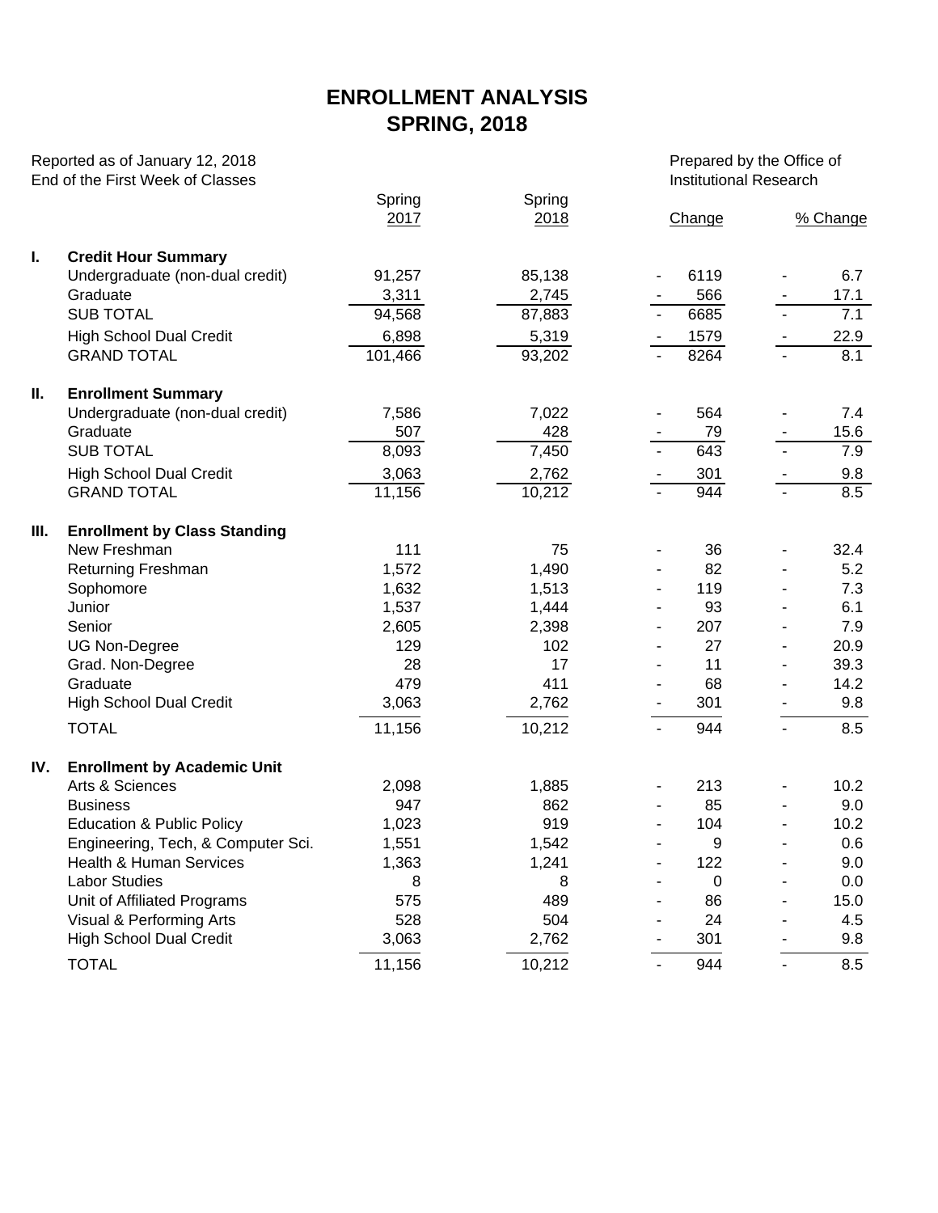# ENROLLMENT ANALYSIS
# SPRING, 2018

Reported as of January 12, 2018
End of the First Week of Classes

Prepared by the Office of
Institutional Research

| | | Spring 2017 | Spring 2018 | Change | % Change |
|---|---|---|---|---|---|
| **I.** | **Credit Hour Summary** | | | | |
| | Undergraduate (non-dual credit) | 91,257 | 85,138 | - 6119 | - 6.7 |
| | Graduate | 3,311 | 2,745 | - 566 | - 17.1 |
| | SUB TOTAL | 94,568 | 87,883 | - 6685 | - 7.1 |
| | High School Dual Credit | 6,898 | 5,319 | - 1579 | - 22.9 |
| | GRAND TOTAL | 101,466 | 93,202 | - 8264 | - 8.1 |
| **II.** | **Enrollment Summary** | | | | |
| | Undergraduate (non-dual credit) | 7,586 | 7,022 | - 564 | - 7.4 |
| | Graduate | 507 | 428 | - 79 | - 15.6 |
| | SUB TOTAL | 8,093 | 7,450 | - 643 | - 7.9 |
| | High School Dual Credit | 3,063 | 2,762 | - 301 | - 9.8 |
| | GRAND TOTAL | 11,156 | 10,212 | - 944 | - 8.5 |
| **III.** | **Enrollment by Class Standing** | | | | |
| | New Freshman | 111 | 75 | - 36 | - 32.4 |
| | Returning Freshman | 1,572 | 1,490 | - 82 | - 5.2 |
| | Sophomore | 1,632 | 1,513 | - 119 | - 7.3 |
| | Junior | 1,537 | 1,444 | - 93 | - 6.1 |
| | Senior | 2,605 | 2,398 | - 207 | - 7.9 |
| | UG Non-Degree | 129 | 102 | - 27 | - 20.9 |
| | Grad. Non-Degree | 28 | 17 | - 11 | - 39.3 |
| | Graduate | 479 | 411 | - 68 | - 14.2 |
| | High School Dual Credit | 3,063 | 2,762 | - 301 | - 9.8 |
| | TOTAL | 11,156 | 10,212 | - 944 | - 8.5 |
| **IV.** | **Enrollment by Academic Unit** | | | | |
| | Arts & Sciences | 2,098 | 1,885 | - 213 | - 10.2 |
| | Business | 947 | 862 | - 85 | - 9.0 |
| | Education & Public Policy | 1,023 | 919 | - 104 | - 10.2 |
| | Engineering, Tech, & Computer Sci. | 1,551 | 1,542 | - 9 | - 0.6 |
| | Health & Human Services | 1,363 | 1,241 | - 122 | - 9.0 |
| | Labor Studies | 8 | 8 | - 0 | - 0.0 |
| | Unit of Affiliated Programs | 575 | 489 | - 86 | - 15.0 |
| | Visual & Performing Arts | 528 | 504 | - 24 | - 4.5 |
| | High School Dual Credit | 3,063 | 2,762 | - 301 | - 9.8 |
| | TOTAL | 11,156 | 10,212 | - 944 | - 8.5 |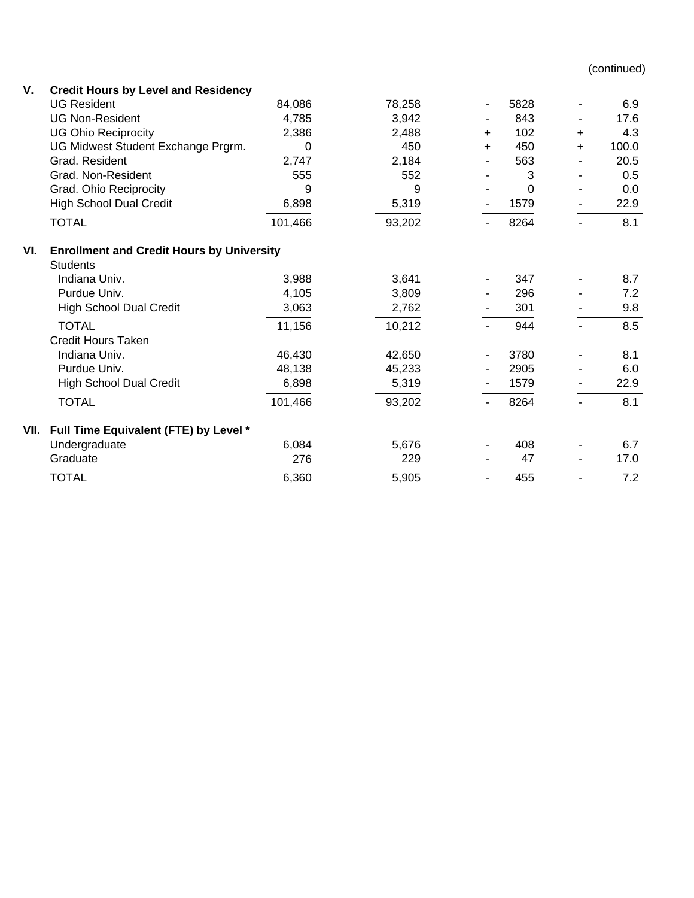(continued)

| | | | | | | | |
|---|---|---|---|---|---|---|---|
| **V.** | **Credit Hours by Level and Residency** | | | | | | |
| | UG Resident | 84,086 | 78,258 | - | 5828 | - | 6.9 |
| | UG Non-Resident | 4,785 | 3,942 | - | 843 | - | 17.6 |
| | UG Ohio Reciprocity | 2,386 | 2,488 | + | 102 | + | 4.3 |
| | UG Midwest Student Exchange Prgrm. | 0 | 450 | + | 450 | + | 100.0 |
| | Grad. Resident | 2,747 | 2,184 | - | 563 | - | 20.5 |
| | Grad. Non-Resident | 555 | 552 | - | 3 | - | 0.5 |
| | Grad. Ohio Reciprocity | 9 | 9 | - | 0 | - | 0.0 |
| | High School Dual Credit | 6,898 | 5,319 | - | 1579 | - | 22.9 |
| | TOTAL | 101,466 | 93,202 | - | 8264 | - | 8.1 |
| **VI.** | **Enrollment and Credit Hours by University** | | | | | | |
| | Students | | | | | | |
| | Indiana Univ. | 3,988 | 3,641 | - | 347 | - | 8.7 |
| | Purdue Univ. | 4,105 | 3,809 | - | 296 | - | 7.2 |
| | High School Dual Credit | 3,063 | 2,762 | - | 301 | - | 9.8 |
| | TOTAL | 11,156 | 10,212 | - | 944 | - | 8.5 |
| | Credit Hours Taken | | | | | | |
| | Indiana Univ. | 46,430 | 42,650 | - | 3780 | - | 8.1 |
| | Purdue Univ. | 48,138 | 45,233 | - | 2905 | - | 6.0 |
| | High School Dual Credit | 6,898 | 5,319 | - | 1579 | - | 22.9 |
| | TOTAL | 101,466 | 93,202 | - | 8264 | - | 8.1 |
| **VII.** | **Full Time Equivalent (FTE) by Level *** | | | | | | |
| | Undergraduate | 6,084 | 5,676 | - | 408 | - | 6.7 |
| | Graduate | 276 | 229 | - | 47 | - | 17.0 |
| | TOTAL | 6,360 | 5,905 | - | 455 | - | 7.2 |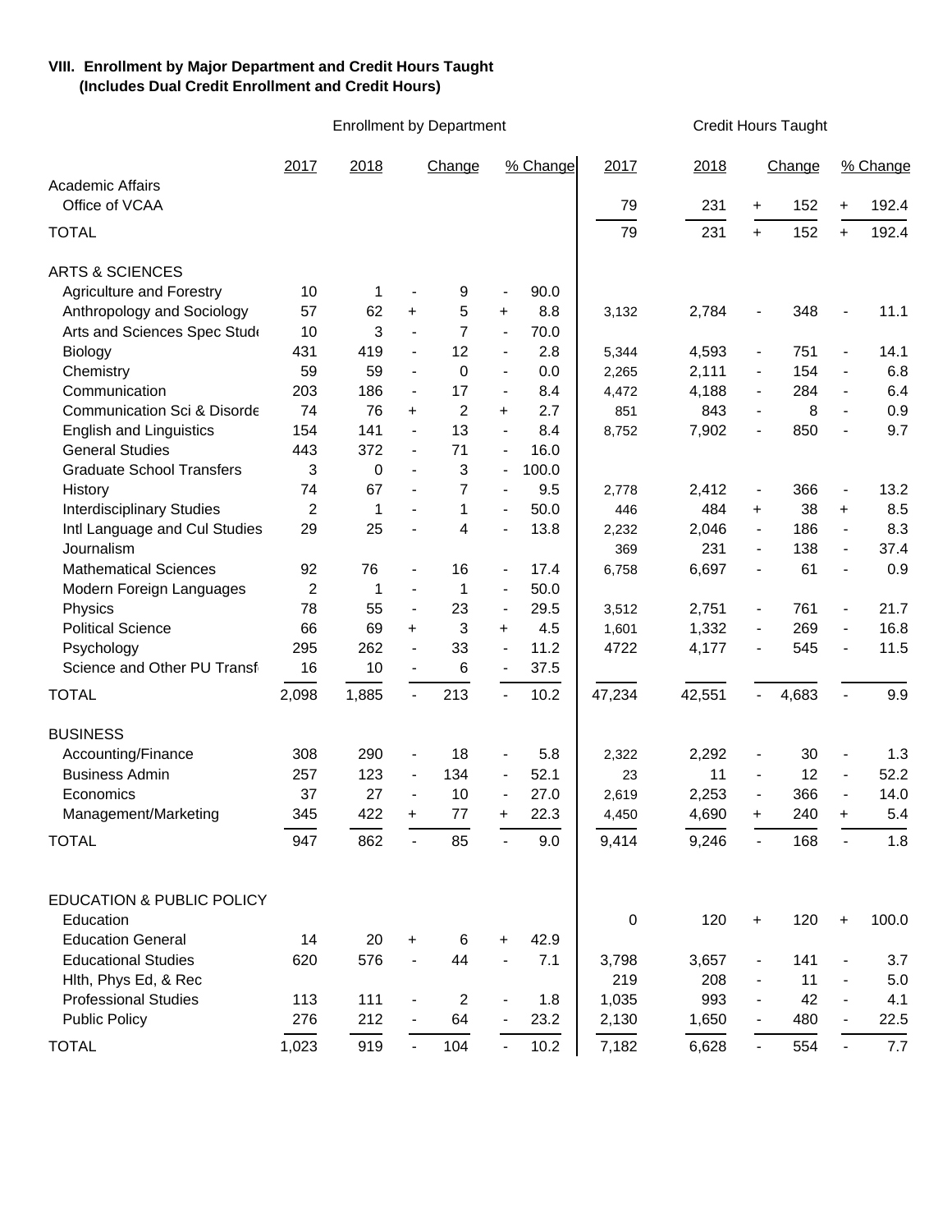**VIII. Enrollment by Major Department and Credit Hours Taught**
**(Includes Dual Credit Enrollment and Credit Hours)**

| | Enrollment by Department | | | | Credit Hours Taught | | | |
|---|---|---|---|---|---|---|---|---|
| | 2017 | 2018 | Change | % Change | 2017 | 2018 | Change | % Change |
| Academic Affairs | | | | | | | | |
| Office of VCAA | | | | | 79 | 231 | + 152 | + 192.4 |
| TOTAL | | | | | 79 | 231 | + 152 | + 192.4 |
| ARTS & SCIENCES | | | | | | | | |
| Agriculture and Forestry | 10 | 1 | - 9 | - 90.0 | | | | |
| Anthropology and Sociology | 57 | 62 | + 5 | + 8.8 | 3,132 | 2,784 | - 348 | - 11.1 |
| Arts and Sciences Spec Stud | 10 | 3 | - 7 | - 70.0 | | | | |
| Biology | 431 | 419 | - 12 | - 2.8 | 5,344 | 4,593 | - 751 | - 14.1 |
| Chemistry | 59 | 59 | - 0 | - 0.0 | 2,265 | 2,111 | - 154 | - 6.8 |
| Communication | 203 | 186 | - 17 | - 8.4 | 4,472 | 4,188 | - 284 | - 6.4 |
| Communication Sci & Disorde | 74 | 76 | + 2 | + 2.7 | 851 | 843 | - 8 | - 0.9 |
| English and Linguistics | 154 | 141 | - 13 | - 8.4 | 8,752 | 7,902 | - 850 | - 9.7 |
| General Studies | 443 | 372 | - 71 | - 16.0 | | | | |
| Graduate School Transfers | 3 | 0 | - 3 | - 100.0 | | | | |
| History | 74 | 67 | - 7 | - 9.5 | 2,778 | 2,412 | - 366 | - 13.2 |
| Interdisciplinary Studies | 2 | 1 | - 1 | - 50.0 | 446 | 484 | + 38 | + 8.5 |
| Intl Language and Cul Studies | 29 | 25 | - 4 | - 13.8 | 2,232 | 2,046 | - 186 | - 8.3 |
| Journalism | | | | | 369 | 231 | - 138 | - 37.4 |
| Mathematical Sciences | 92 | 76 | - 16 | - 17.4 | 6,758 | 6,697 | - 61 | - 0.9 |
| Modern Foreign Languages | 2 | 1 | - 1 | - 50.0 | | | | |
| Physics | 78 | 55 | - 23 | - 29.5 | 3,512 | 2,751 | - 761 | - 21.7 |
| Political Science | 66 | 69 | + 3 | + 4.5 | 1,601 | 1,332 | - 269 | - 16.8 |
| Psychology | 295 | 262 | - 33 | - 11.2 | 4722 | 4,177 | - 545 | - 11.5 |
| Science and Other PU Transf | 16 | 10 | - 6 | - 37.5 | | | | |
| TOTAL | 2,098 | 1,885 | - 213 | - 10.2 | 47,234 | 42,551 | - 4,683 | - 9.9 |
| BUSINESS | | | | | | | | |
| Accounting/Finance | 308 | 290 | - 18 | - 5.8 | 2,322 | 2,292 | - 30 | - 1.3 |
| Business Admin | 257 | 123 | - 134 | - 52.1 | 23 | 11 | - 12 | - 52.2 |
| Economics | 37 | 27 | - 10 | - 27.0 | 2,619 | 2,253 | - 366 | - 14.0 |
| Management/Marketing | 345 | 422 | + 77 | + 22.3 | 4,450 | 4,690 | + 240 | + 5.4 |
| TOTAL | 947 | 862 | - 85 | - 9.0 | 9,414 | 9,246 | - 168 | - 1.8 |
| EDUCATION & PUBLIC POLICY | | | | | | | | |
| Education | | | | | 0 | 120 | + 120 | + 100.0 |
| Education General | 14 | 20 | + 6 | + 42.9 | | | | |
| Educational Studies | 620 | 576 | - 44 | - 7.1 | 3,798 | 3,657 | - 141 | - 3.7 |
| Hlth, Phys Ed, & Rec | | | | | 219 | 208 | - 11 | - 5.0 |
| Professional Studies | 113 | 111 | - 2 | - 1.8 | 1,035 | 993 | - 42 | - 4.1 |
| Public Policy | 276 | 212 | - 64 | - 23.2 | 2,130 | 1,650 | - 480 | - 22.5 |
| TOTAL | 1,023 | 919 | - 104 | - 10.2 | 7,182 | 6,628 | - 554 | - 7.7 |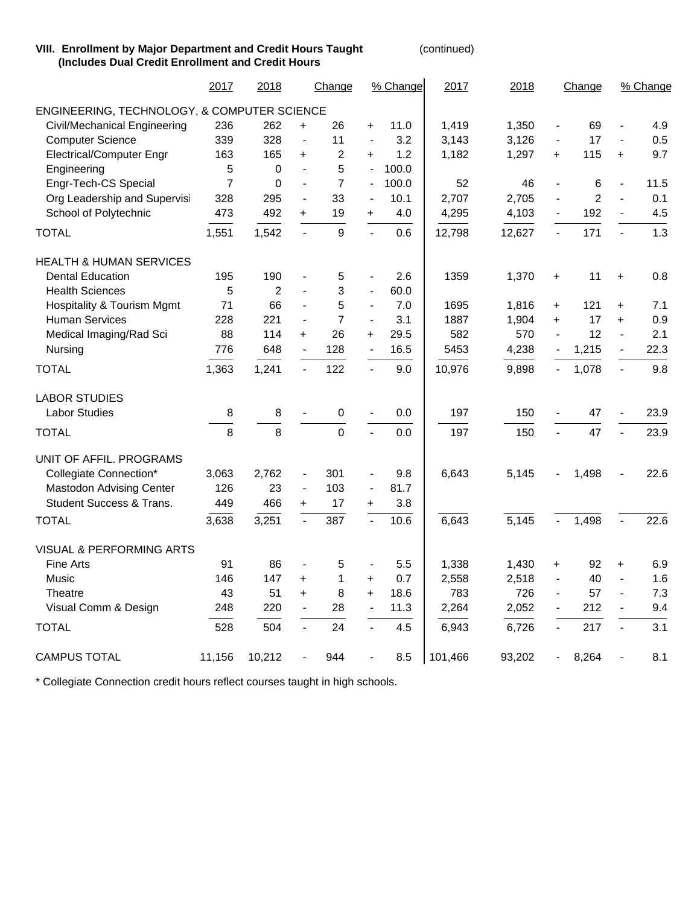**VIII. Enrollment by Major Department and Credit Hours Taught** (continued)
**(Includes Dual Credit Enrollment and Credit Hours**

| | 2017 | 2018 | | Change | | % Change | 2017 | 2018 | | Change | | % Change |
|---|---|---|---|---|---|---|---|---|---|---|---|---|
| ENGINEERING, TECHNOLOGY, & COMPUTER SCIENCE | | | | | | | | | | | | |
| Civil/Mechanical Engineering | 236 | 262 | + | 26 | + | 11.0 | 1,419 | 1,350 | - | 69 | - | 4.9 |
| Computer Science | 339 | 328 | - | 11 | - | 3.2 | 3,143 | 3,126 | - | 17 | - | 0.5 |
| Electrical/Computer Engr | 163 | 165 | + | 2 | + | 1.2 | 1,182 | 1,297 | + | 115 | + | 9.7 |
| Engineering | 5 | 0 | - | 5 | - | 100.0 | | | | | | |
| Engr-Tech-CS Special | 7 | 0 | - | 7 | - | 100.0 | 52 | 46 | - | 6 | - | 11.5 |
| Org Leadership and Supervisi | 328 | 295 | - | 33 | - | 10.1 | 2,707 | 2,705 | - | 2 | - | 0.1 |
| School of Polytechnic | 473 | 492 | + | 19 | + | 4.0 | 4,295 | 4,103 | - | 192 | - | 4.5 |
| TOTAL | 1,551 | 1,542 | - | 9 | - | 0.6 | 12,798 | 12,627 | - | 171 | - | 1.3 |
| HEALTH & HUMAN SERVICES | | | | | | | | | | | | |
| Dental Education | 195 | 190 | - | 5 | - | 2.6 | 1359 | 1,370 | + | 11 | + | 0.8 |
| Health Sciences | 5 | 2 | - | 3 | - | 60.0 | | | | | | |
| Hospitality & Tourism Mgmt | 71 | 66 | - | 5 | - | 7.0 | 1695 | 1,816 | + | 121 | + | 7.1 |
| Human Services | 228 | 221 | - | 7 | - | 3.1 | 1887 | 1,904 | + | 17 | + | 0.9 |
| Medical Imaging/Rad Sci | 88 | 114 | + | 26 | + | 29.5 | 582 | 570 | - | 12 | - | 2.1 |
| Nursing | 776 | 648 | - | 128 | - | 16.5 | 5453 | 4,238 | - | 1,215 | - | 22.3 |
| TOTAL | 1,363 | 1,241 | - | 122 | - | 9.0 | 10,976 | 9,898 | - | 1,078 | - | 9.8 |
| LABOR STUDIES | | | | | | | | | | | | |
| Labor Studies | 8 | 8 | - | 0 | - | 0.0 | 197 | 150 | - | 47 | - | 23.9 |
| TOTAL | 8 | 8 | | 0 | - | 0.0 | 197 | 150 | - | 47 | - | 23.9 |
| UNIT OF AFFIL. PROGRAMS | | | | | | | | | | | | |
| Collegiate Connection* | 3,063 | 2,762 | - | 301 | - | 9.8 | 6,643 | 5,145 | - | 1,498 | - | 22.6 |
| Mastodon Advising Center | 126 | 23 | - | 103 | - | 81.7 | | | | | | |
| Student Success & Trans. | 449 | 466 | + | 17 | + | 3.8 | | | | | | |
| TOTAL | 3,638 | 3,251 | - | 387 | - | 10.6 | 6,643 | 5,145 | - | 1,498 | - | 22.6 |
| VISUAL & PERFORMING ARTS | | | | | | | | | | | | |
| Fine Arts | 91 | 86 | - | 5 | - | 5.5 | 1,338 | 1,430 | + | 92 | + | 6.9 |
| Music | 146 | 147 | + | 1 | + | 0.7 | 2,558 | 2,518 | - | 40 | - | 1.6 |
| Theatre | 43 | 51 | + | 8 | + | 18.6 | 783 | 726 | - | 57 | - | 7.3 |
| Visual Comm & Design | 248 | 220 | - | 28 | - | 11.3 | 2,264 | 2,052 | - | 212 | - | 9.4 |
| TOTAL | 528 | 504 | - | 24 | - | 4.5 | 6,943 | 6,726 | - | 217 | - | 3.1 |
| CAMPUS TOTAL | 11,156 | 10,212 | - | 944 | - | 8.5 | 101,466 | 93,202 | - | 8,264 | - | 8.1 |

* Collegiate Connection credit hours reflect courses taught in high schools.